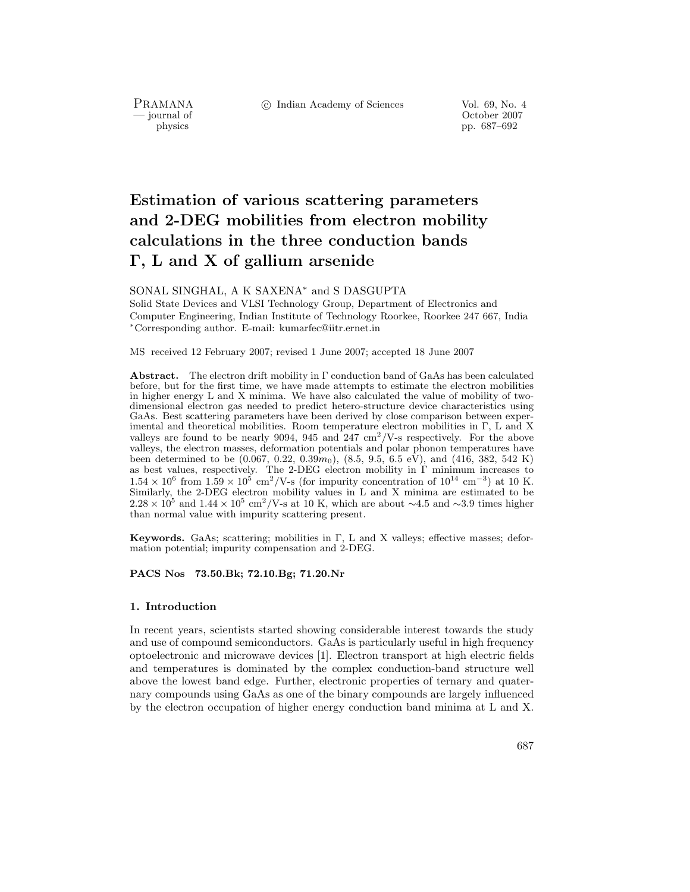# Estimation of various scattering parameters and 2-DEG mobilities from electron mobility calculations in the three conduction bands Γ, L and X of gallium arsenide

SONAL SINGHAL, A K SAXENA* and S DASGUPTA

Solid State Devices and VLSI Technology Group, Department of Electronics and Computer Engineering, Indian Institute of Technology Roorkee, Roorkee 247 667, India

*Corresponding author. E-mail: kumarfec@iitr.ernet.in

MS received 12 February 2007; revised 1 June 2007; accepted 18 June 2007

**Abstract.** The electron drift mobility in Γ conduction band of GaAs has been calculated before, but for the first time, we have made attempts to estimate the electron mobilities in higher energy L and X minima. We have also calculated the value of mobility of two-dimensional electron gas needed to predict hetero-structure device characteristics using GaAs. Best scattering parameters have been derived by close comparison between experimental and theoretical mobilities. Room temperature electron mobilities in Γ, L and X valleys are found to be nearly 9094, 945 and 247 $cm^2$/V-s respectively. For the above valleys, the electron masses, deformation potentials and polar phonon temperatures have been determined to be (0.067, 0.22, 0.39$m_0$), (8.5, 9.5, 6.5 eV), and (416, 382, 542 K) as best values, respectively. The 2-DEG electron mobility in Γ minimum increases to $1.54 \times 10^6$ from $1.59 \times 10^5$ $cm^2$/V-s (for impurity concentration of $10^{14}$ $cm^{-3}$) at 10 K. Similarly, the 2-DEG electron mobility values in L and X minima are estimated to be $2.28 \times 10^5$ and $1.44 \times 10^5$ $cm^2$/V-s at 10 K, which are about ∼4.5 and ∼3.9 times higher than normal value with impurity scattering present.

**Keywords.** GaAs; scattering; mobilities in Γ, L and X valleys; effective masses; deformation potential; impurity compensation and 2-DEG.

**PACS Nos** 73.50.Bk; 72.10.Bg; 71.20.Nr

## 1. Introduction

In recent years, scientists started showing considerable interest towards the study and use of compound semiconductors. GaAs is particularly useful in high frequency optoelectronic and microwave devices [1]. Electron transport at high electric fields and temperatures is dominated by the complex conduction-band structure well above the lowest band edge. Further, electronic properties of ternary and quaternary compounds using GaAs as one of the binary compounds are largely influenced by the electron occupation of higher energy conduction band minima at L and X.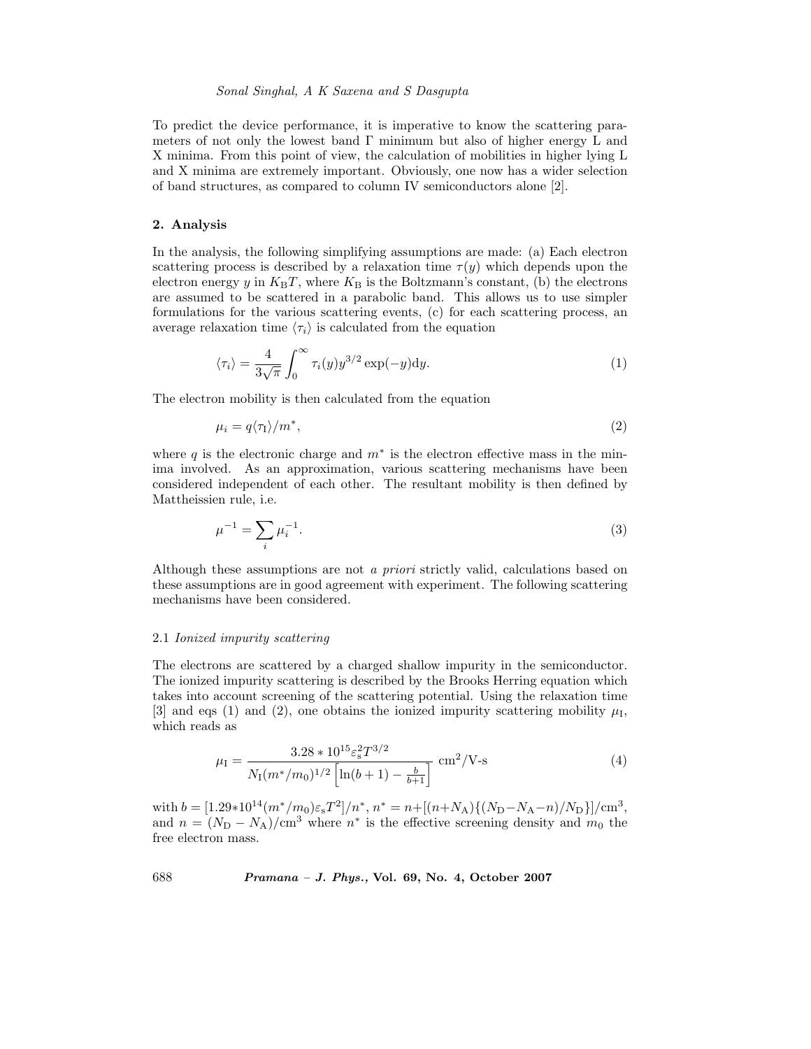To predict the device performance, it is imperative to know the scattering parameters of not only the lowest band Γ minimum but also of higher energy L and X minima. From this point of view, the calculation of mobilities in higher lying L and X minima are extremely important. Obviously, one now has a wider selection of band structures, as compared to column IV semiconductors alone [2].

## 2. Analysis

In the analysis, the following simplifying assumptions are made: (a) Each electron scattering process is described by a relaxation time $\tau(y)$ which depends upon the electron energy $y$ in $K_{\mathrm{B}}T$, where $K_{\mathrm{B}}$ is the Boltzmann's constant, (b) the electrons are assumed to be scattered in a parabolic band. This allows us to use simpler formulations for the various scattering events, (c) for each scattering process, an average relaxation time $\langle\tau_i\rangle$ is calculated from the equation

$$\langle\tau_i\rangle = \frac{4}{3\sqrt{\pi}}\int_0^\infty \tau_i(y)y^{3/2}\exp(-y)\mathrm{d}y. \tag{1}$$

The electron mobility is then calculated from the equation

$$\mu_i = q\langle\tau_{\mathrm{I}}\rangle/m^*, \tag{2}$$

where $q$ is the electronic charge and $m^*$ is the electron effective mass in the minima involved. As an approximation, various scattering mechanisms have been considered independent of each other. The resultant mobility is then defined by Mattheissien rule, i.e.

$$\mu^{-1} = \sum_i \mu_i^{-1}. \tag{3}$$

Although these assumptions are not *a priori* strictly valid, calculations based on these assumptions are in good agreement with experiment. The following scattering mechanisms have been considered.

### 2.1 *Ionized impurity scattering*

The electrons are scattered by a charged shallow impurity in the semiconductor. The ionized impurity scattering is described by the Brooks Herring equation which takes into account screening of the scattering potential. Using the relaxation time [3] and eqs (1) and (2), one obtains the ionized impurity scattering mobility $\mu_{\mathrm{I}}$, which reads as

$$\mu_{\mathrm{I}} = \frac{3.28 * 10^{15}\varepsilon_{\mathrm{s}}^2 T^{3/2}}{N_{\mathrm{I}}(m^*/m_0)^{1/2}\left[\ln(b+1) - \frac{b}{b+1}\right]}\ \mathrm{cm^2/V\text{-}s} \tag{4}$$

with $b = [1.29{*}10^{14}(m^*/m_0)\varepsilon_{\mathrm{s}}T^2]/n^*$, $n^* = n+[(n+N_{\mathrm{A}})\{(N_{\mathrm{D}}-N_{\mathrm{A}}-n)/N_{\mathrm{D}}\}]/\mathrm{cm}^3$, and $n = (N_{\mathrm{D}} - N_{\mathrm{A}})/\mathrm{cm}^3$ where $n^*$ is the effective screening density and $m_0$ the free electron mass.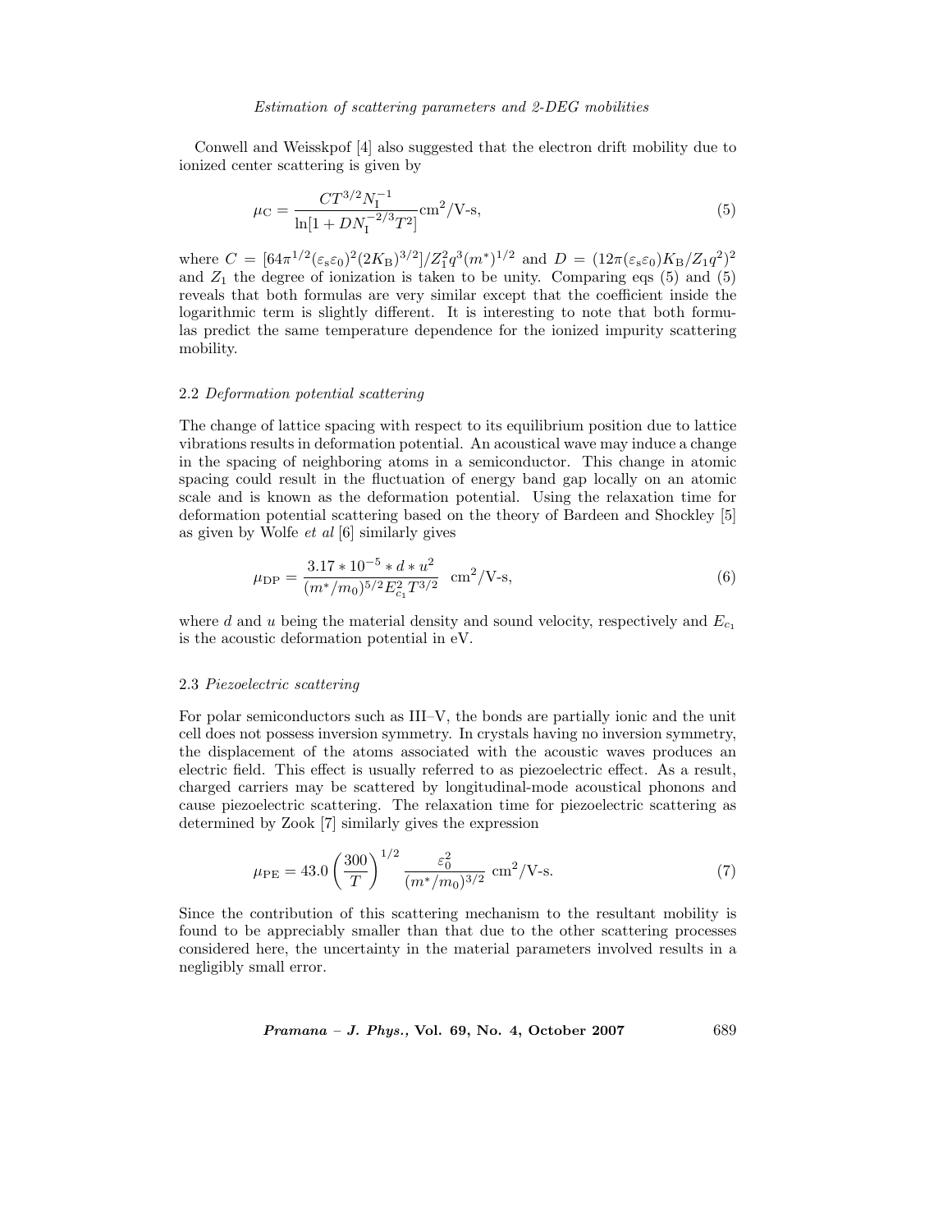Conwell and Weisskpof [4] also suggested that the electron drift mobility due to ionized center scattering is given by

$$\mu_{\mathrm{C}} = \frac{CT^{3/2}N_{\mathrm{I}}^{-1}}{\ln[1 + DN_{\mathrm{I}}^{-2/3}T^{2}]}\mathrm{cm}^{2}/\mathrm{V\text{-}s}, \tag{5}$$

where $C = [64\pi^{1/2}(\varepsilon_{\mathrm{s}}\varepsilon_{0})^{2}(2K_{\mathrm{B}})^{3/2}]/Z_{1}^{2}q^{3}(m^{*})^{1/2}$ and $D = (12\pi(\varepsilon_{\mathrm{s}}\varepsilon_{0})K_{\mathrm{B}}/Z_{1}q^{2})^{2}$ and $Z_1$ the degree of ionization is taken to be unity. Comparing eqs (5) and (5) reveals that both formulas are very similar except that the coefficient inside the logarithmic term is slightly different. It is interesting to note that both formulas predict the same temperature dependence for the ionized impurity scattering mobility.

### 2.2 *Deformation potential scattering*

The change of lattice spacing with respect to its equilibrium position due to lattice vibrations results in deformation potential. An acoustical wave may induce a change in the spacing of neighboring atoms in a semiconductor. This change in atomic spacing could result in the fluctuation of energy band gap locally on an atomic scale and is known as the deformation potential. Using the relaxation time for deformation potential scattering based on the theory of Bardeen and Shockley [5] as given by Wolfe *et al* [6] similarly gives

$$\mu_{\mathrm{DP}} = \frac{3.17 * 10^{-5} * d * u^{2}}{(m^{*}/m_{0})^{5/2}E_{c_1}^{2}T^{3/2}} \quad \mathrm{cm}^{2}/\mathrm{V\text{-}s}, \tag{6}$$

where $d$ and $u$ being the material density and sound velocity, respectively and $E_{c_1}$ is the acoustic deformation potential in eV.

### 2.3 *Piezoelectric scattering*

For polar semiconductors such as III–V, the bonds are partially ionic and the unit cell does not possess inversion symmetry. In crystals having no inversion symmetry, the displacement of the atoms associated with the acoustic waves produces an electric field. This effect is usually referred to as piezoelectric effect. As a result, charged carriers may be scattered by longitudinal-mode acoustical phonons and cause piezoelectric scattering. The relaxation time for piezoelectric scattering as determined by Zook [7] similarly gives the expression

$$\mu_{\mathrm{PE}} = 43.0\left(\frac{300}{T}\right)^{1/2}\frac{\varepsilon_{0}^{2}}{(m^{*}/m_{0})^{3/2}}\ \mathrm{cm}^{2}/\mathrm{V\text{-}s}. \tag{7}$$

Since the contribution of this scattering mechanism to the resultant mobility is found to be appreciably smaller than that due to the other scattering processes considered here, the uncertainty in the material parameters involved results in a negligibly small error.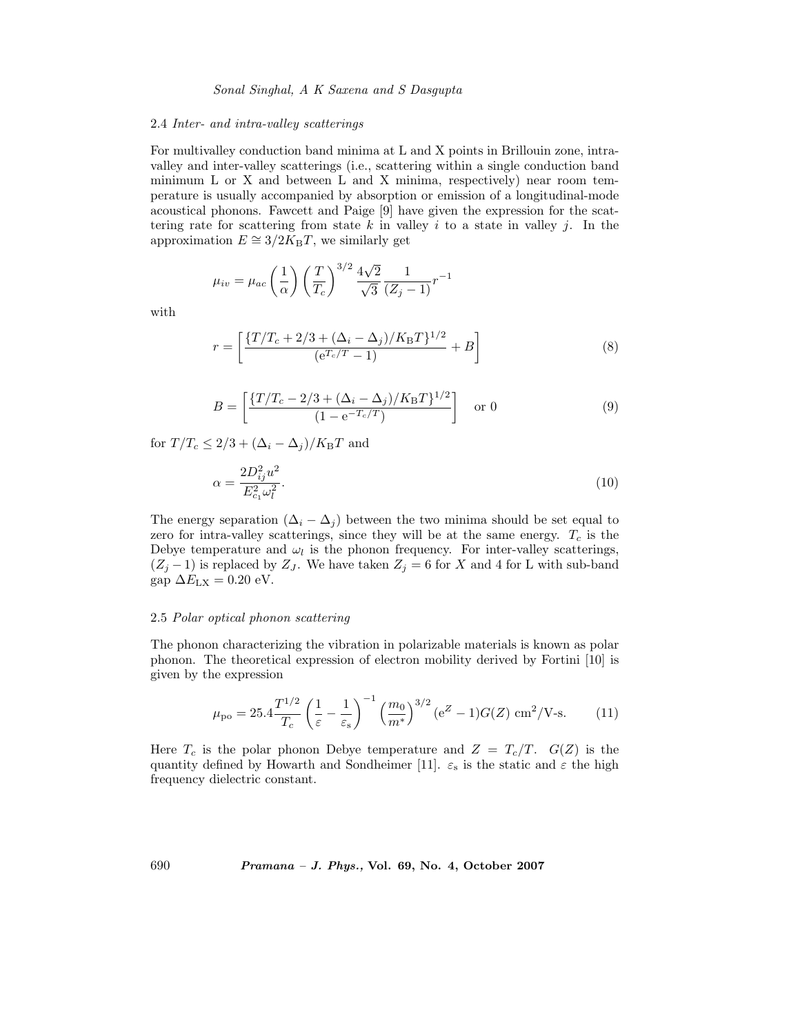### 2.4 *Inter- and intra-valley scatterings*

For multivalley conduction band minima at L and X points in Brillouin zone, intra-valley and inter-valley scatterings (i.e., scattering within a single conduction band minimum L or X and between L and X minima, respectively) near room temperature is usually accompanied by absorption or emission of a longitudinal-mode acoustical phonons. Fawcett and Paige [9] have given the expression for the scattering rate for scattering from state $k$ in valley $i$ to a state in valley $j$. In the approximation $E \cong 3/2K_{\rm B}T$, we similarly get

$$\mu_{iv} = \mu_{ac}\left(\frac{1}{\alpha}\right)\left(\frac{T}{T_c}\right)^{3/2}\frac{4\sqrt{2}}{\sqrt{3}}\frac{1}{(Z_j-1)}r^{-1}$$

with

$$r = \left[\frac{\{T/T_c + 2/3 + (\Delta_i - \Delta_j)/K_{\rm B}T\}^{1/2}}{({\rm e}^{T_c/T}-1)} + B\right] \tag{8}$$

$$B = \left[\frac{\{T/T_c - 2/3 + (\Delta_i - \Delta_j)/K_{\rm B}T\}^{1/2}}{(1-{\rm e}^{-T_c/T})}\right] \quad \text{or } 0 \tag{9}$$

for $T/T_c \leq 2/3 + (\Delta_i - \Delta_j)/K_{\rm B}T$ and

$$\alpha = \frac{2D_{ij}^2 u^2}{E_{c_1}^2 \omega_l^2}. \tag{10}$$

The energy separation $(\Delta_i - \Delta_j)$ between the two minima should be set equal to zero for intra-valley scatterings, since they will be at the same energy. $T_c$ is the Debye temperature and $\omega_l$ is the phonon frequency. For inter-valley scatterings, $(Z_j - 1)$ is replaced by $Z_J$. We have taken $Z_j = 6$ for $X$ and 4 for L with sub-band gap $\Delta E_{\rm LX} = 0.20$ eV.

### 2.5 *Polar optical phonon scattering*

The phonon characterizing the vibration in polarizable materials is known as polar phonon. The theoretical expression of electron mobility derived by Fortini [10] is given by the expression

$$\mu_{\rm po} = 25.4\frac{T^{1/2}}{T_c}\left(\frac{1}{\varepsilon} - \frac{1}{\varepsilon_{\rm s}}\right)^{-1}\left(\frac{m_0}{m^*}\right)^{3/2}({\rm e}^Z - 1)G(Z) \ {\rm cm}^2/\text{V-s}. \tag{11}$$

Here $T_c$ is the polar phonon Debye temperature and $Z = T_c/T$. $G(Z)$ is the quantity defined by Howarth and Sondheimer [11]. $\varepsilon_{\rm s}$ is the static and $\varepsilon$ the high frequency dielectric constant.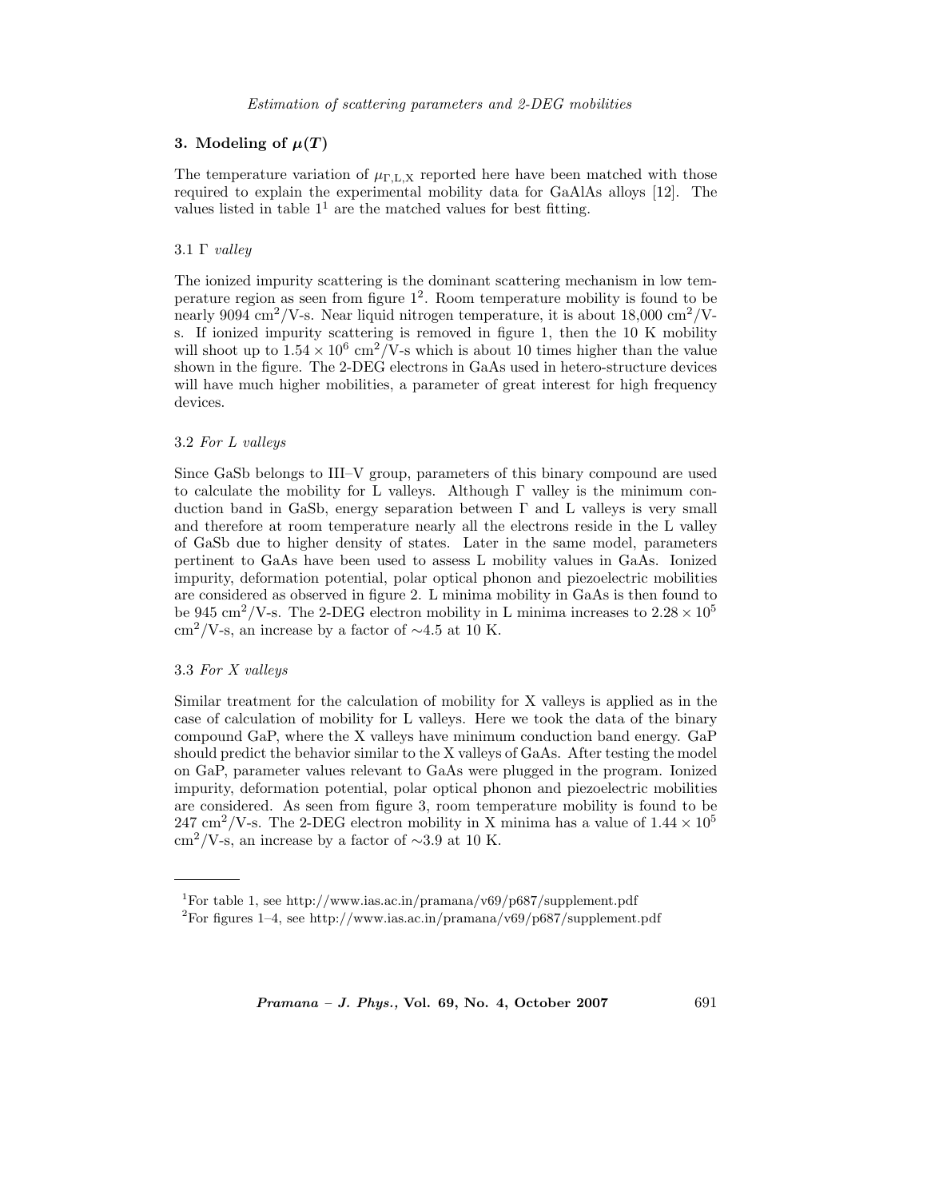## 3. Modeling of $\mu(T)$

The temperature variation of $\mu_{\Gamma,\mathrm{L,X}}$ reported here have been matched with those required to explain the experimental mobility data for GaAlAs alloys [12]. The values listed in table 1[1] are the matched values for best fitting.

### 3.1 Γ *valley*

The ionized impurity scattering is the dominant scattering mechanism in low temperature region as seen from figure 1[2]. Room temperature mobility is found to be nearly 9094 $\mathrm{cm^2/V\text{-}s}$. Near liquid nitrogen temperature, it is about 18,000 $\mathrm{cm^2/V\text{-}s}$. If ionized impurity scattering is removed in figure 1, then the 10 K mobility will shoot up to $1.54 \times 10^6$ $\mathrm{cm^2/V\text{-}s}$ which is about 10 times higher than the value shown in the figure. The 2-DEG electrons in GaAs used in hetero-structure devices will have much higher mobilities, a parameter of great interest for high frequency devices.

### 3.2 *For L valleys*

Since GaSb belongs to III–V group, parameters of this binary compound are used to calculate the mobility for L valleys. Although Γ valley is the minimum conduction band in GaSb, energy separation between Γ and L valleys is very small and therefore at room temperature nearly all the electrons reside in the L valley of GaSb due to higher density of states. Later in the same model, parameters pertinent to GaAs have been used to assess L mobility values in GaAs. Ionized impurity, deformation potential, polar optical phonon and piezoelectric mobilities are considered as observed in figure 2. L minima mobility in GaAs is then found to be 945 $\mathrm{cm^2/V\text{-}s}$. The 2-DEG electron mobility in L minima increases to $2.28 \times 10^5$ $\mathrm{cm^2/V\text{-}s}$, an increase by a factor of $\sim$4.5 at 10 K.

### 3.3 *For X valleys*

Similar treatment for the calculation of mobility for X valleys is applied as in the case of calculation of mobility for L valleys. Here we took the data of the binary compound GaP, where the X valleys have minimum conduction band energy. GaP should predict the behavior similar to the X valleys of GaAs. After testing the model on GaP, parameter values relevant to GaAs were plugged in the program. Ionized impurity, deformation potential, polar optical phonon and piezoelectric mobilities are considered. As seen from figure 3, room temperature mobility is found to be 247 $\mathrm{cm^2/V\text{-}s}$. The 2-DEG electron mobility in X minima has a value of $1.44 \times 10^5$ $\mathrm{cm^2/V\text{-}s}$, an increase by a factor of $\sim$3.9 at 10 K.

---

[1] For table 1, see http://www.ias.ac.in/pramana/v69/p687/supplement.pdf

[2] For figures 1–4, see http://www.ias.ac.in/pramana/v69/p687/supplement.pdf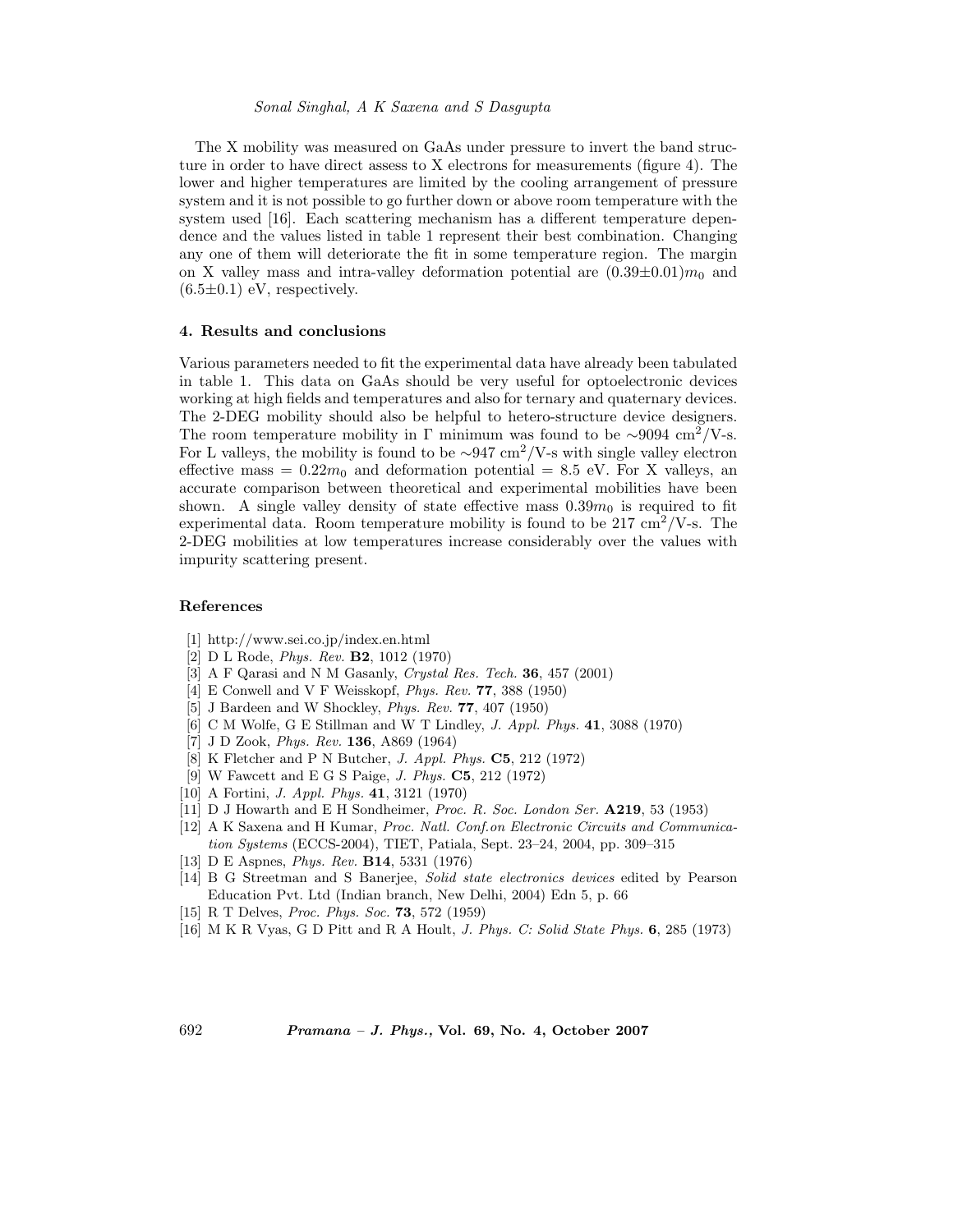The X mobility was measured on GaAs under pressure to invert the band structure in order to have direct assess to X electrons for measurements (figure 4). The lower and higher temperatures are limited by the cooling arrangement of pressure system and it is not possible to go further down or above room temperature with the system used [16]. Each scattering mechanism has a different temperature dependence and the values listed in table 1 represent their best combination. Changing any one of them will deteriorate the fit in some temperature region. The margin on X valley mass and intra-valley deformation potential are $(0.39\pm0.01)m_0$ and $(6.5\pm0.1)$ eV, respectively.

### 4. Results and conclusions

Various parameters needed to fit the experimental data have already been tabulated in table 1. This data on GaAs should be very useful for optoelectronic devices working at high fields and temperatures and also for ternary and quaternary devices. The 2-DEG mobility should also be helpful to hetero-structure device designers. The room temperature mobility in Γ minimum was found to be $\sim$9094 cm$^2$/V-s. For L valleys, the mobility is found to be $\sim$947 cm$^2$/V-s with single valley electron effective mass = $0.22m_0$ and deformation potential = 8.5 eV. For X valleys, an accurate comparison between theoretical and experimental mobilities have been shown. A single valley density of state effective mass $0.39m_0$ is required to fit experimental data. Room temperature mobility is found to be 217 cm$^2$/V-s. The 2-DEG mobilities at low temperatures increase considerably over the values with impurity scattering present.

### References

[1] http://www.sei.co.jp/index.en.html
[2] D L Rode, *Phys. Rev.* **B2**, 1012 (1970)
[3] A F Qarasi and N M Gasanly, *Crystal Res. Tech.* **36**, 457 (2001)
[4] E Conwell and V F Weisskopf, *Phys. Rev.* **77**, 388 (1950)
[5] J Bardeen and W Shockley, *Phys. Rev.* **77**, 407 (1950)
[6] C M Wolfe, G E Stillman and W T Lindley, *J. Appl. Phys.* **41**, 3088 (1970)
[7] J D Zook, *Phys. Rev.* **136**, A869 (1964)
[8] K Fletcher and P N Butcher, *J. Appl. Phys.* **C5**, 212 (1972)
[9] W Fawcett and E G S Paige, *J. Phys.* **C5**, 212 (1972)
[10] A Fortini, *J. Appl. Phys.* **41**, 3121 (1970)
[11] D J Howarth and E H Sondheimer, *Proc. R. Soc. London Ser.* **A219**, 53 (1953)
[12] A K Saxena and H Kumar, *Proc. Natl. Conf.on Electronic Circuits and Communication Systems* (ECCS-2004), TIET, Patiala, Sept. 23–24, 2004, pp. 309–315
[13] D E Aspnes, *Phys. Rev.* **B14**, 5331 (1976)
[14] B G Streetman and S Banerjee, *Solid state electronics devices* edited by Pearson Education Pvt. Ltd (Indian branch, New Delhi, 2004) Edn 5, p. 66
[15] R T Delves, *Proc. Phys. Soc.* **73**, 572 (1959)
[16] M K R Vyas, G D Pitt and R A Hoult, *J. Phys. C: Solid State Phys.* **6**, 285 (1973)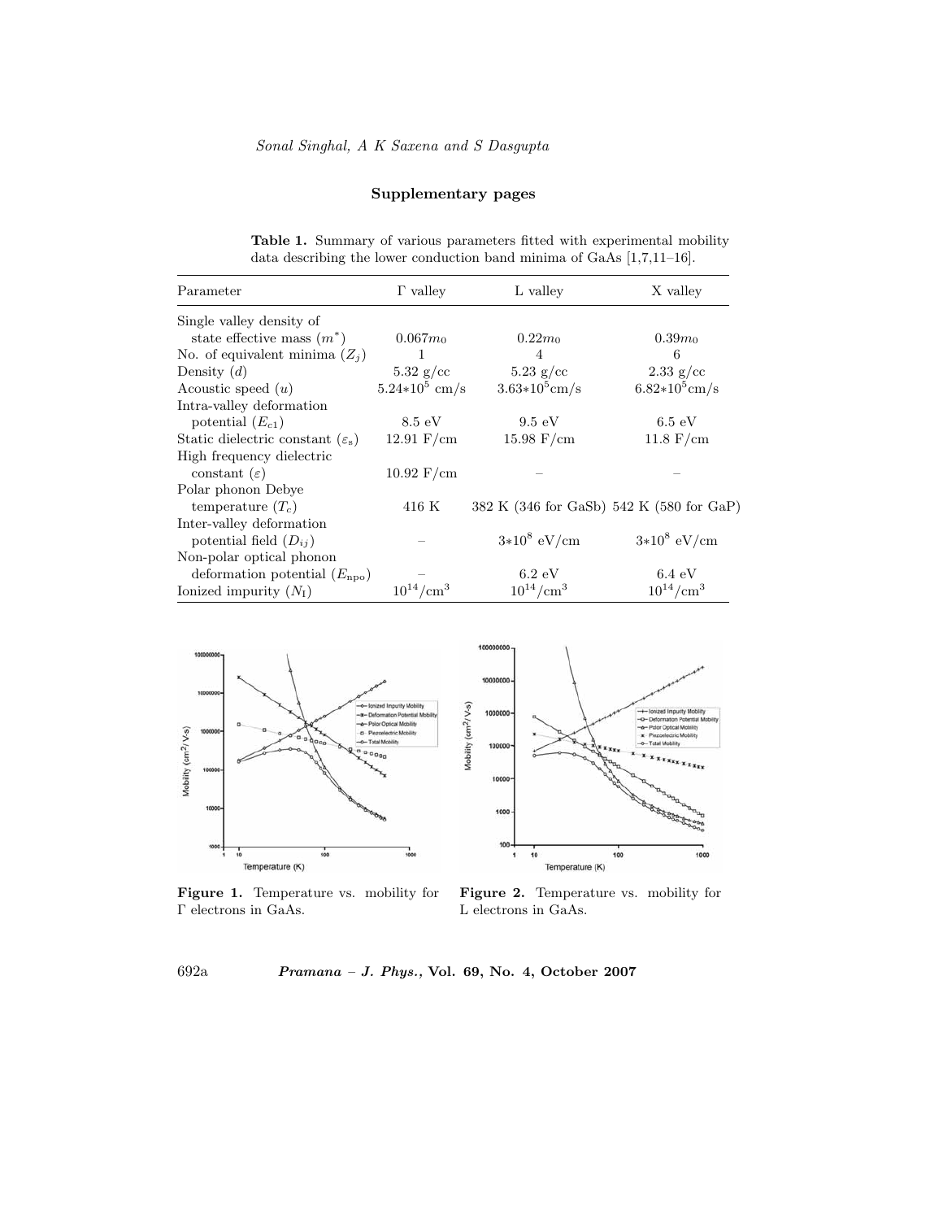## Supplementary pages

**Table 1.** Summary of various parameters fitted with experimental mobility data describing the lower conduction band minima of GaAs [1,7,11–16].

| Parameter | Γ valley | L valley | X valley |
|---|---|---|---|
| Single valley density of state effective mass ($m^*$) | $0.067m_0$ | $0.22m_0$ | $0.39m_0$ |
| No. of equivalent minima ($Z_j$) | 1 | 4 | 6 |
| Density ($d$) | 5.32 g/cc | 5.23 g/cc | 2.33 g/cc |
| Acoustic speed ($u$) | $5.24{*}10^5$ cm/s | $3.63{*}10^5$cm/s | $6.82{*}10^5$cm/s |
| Intra-valley deformation potential ($E_{c1}$) | 8.5 eV | 9.5 eV | 6.5 eV |
| Static dielectric constant ($\varepsilon_s$) | 12.91 F/cm | 15.98 F/cm | 11.8 F/cm |
| High frequency dielectric constant ($\varepsilon$) | 10.92 F/cm | – | – |
| Polar phonon Debye temperature ($T_c$) | 416 K | 382 K (346 for GaSb) | 542 K (580 for GaP) |
| Inter-valley deformation potential field ($D_{ij}$) | – | $3{*}10^8$ eV/cm | $3{*}10^8$ eV/cm |
| Non-polar optical phonon deformation potential ($E_{npo}$) | – | 6.2 eV | 6.4 eV |
| Ionized impurity ($N_I$) | $10^{14}$/cm$^3$ | $10^{14}$/cm$^3$ | $10^{14}$/cm$^3$ |

**Figure 1.** Temperature vs. mobility for Γ electrons in GaAs.

**Figure 2.** Temperature vs. mobility for L electrons in GaAs.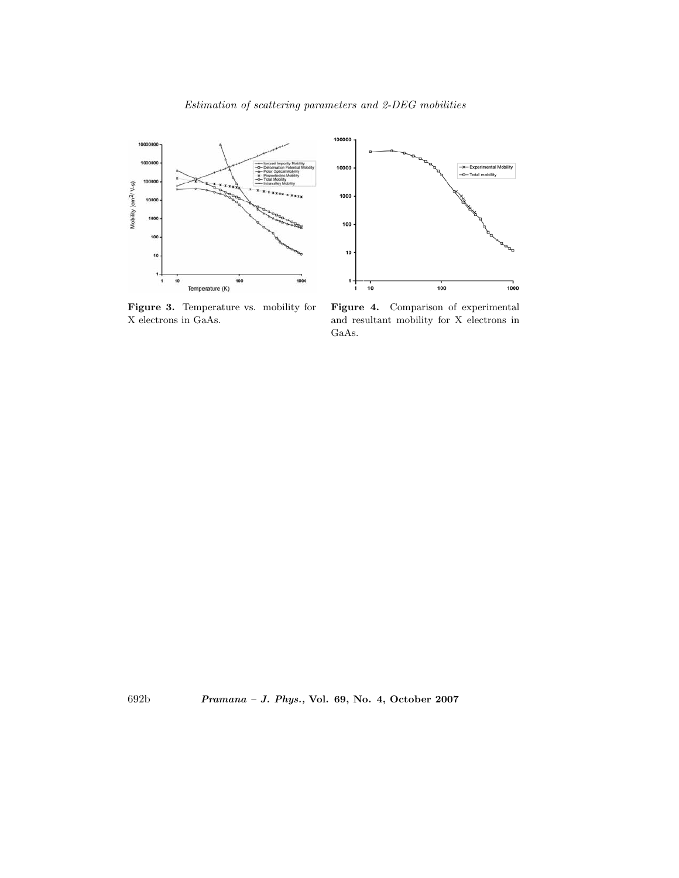10000000

1000000

100000

10000

1000

100

10

1

Mobility (cm²/ V-s)

1 10 100 1000

Temperature (K)

Ionized Impurity Mobility
Deformation Potential Mobility
Polar Optical Mobility
Piezoelectric Mobility
Total Mobility
Intravalley Mobility

**Figure 3.** Temperature vs. mobility for X electrons in GaAs.

100000

10000

1000

100

10

1

1 10 100 1000

Experimental Mobility
Total mobility

**Figure 4.** Comparison of experimental and resultant mobility for X electrons in GaAs.